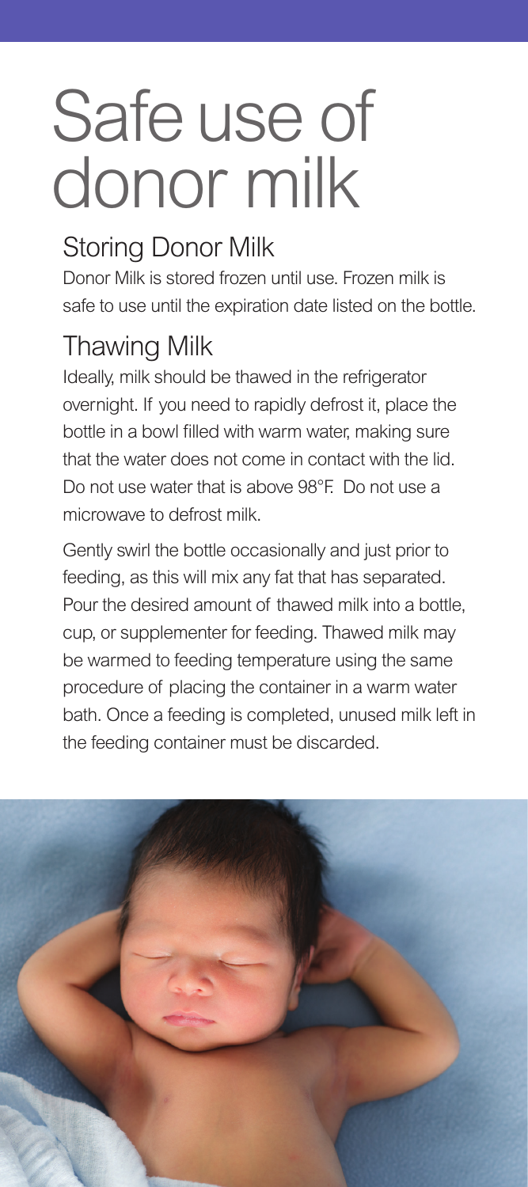# Safe use of donor milk

## Storing Donor Milk

Donor Milk is stored frozen until use. Frozen milk is safe to use until the expiration date listed on the bottle.

## Thawing Milk

Ideally, milk should be thawed in the refrigerator overnight. If you need to rapidly defrost it, place the bottle in a bowl filled with warm water, making sure that the water does not come in contact with the lid. Do not use water that is above 98°F. Do not use a microwave to defrost milk.

Gently swirl the bottle occasionally and just prior to feeding, as this will mix any fat that has separated. Pour the desired amount of thawed milk into a bottle, cup, or supplementer for feeding. Thawed milk may be warmed to feeding temperature using the same procedure of placing the container in a warm water bath. Once a feeding is completed, unused milk left in the feeding container must be discarded.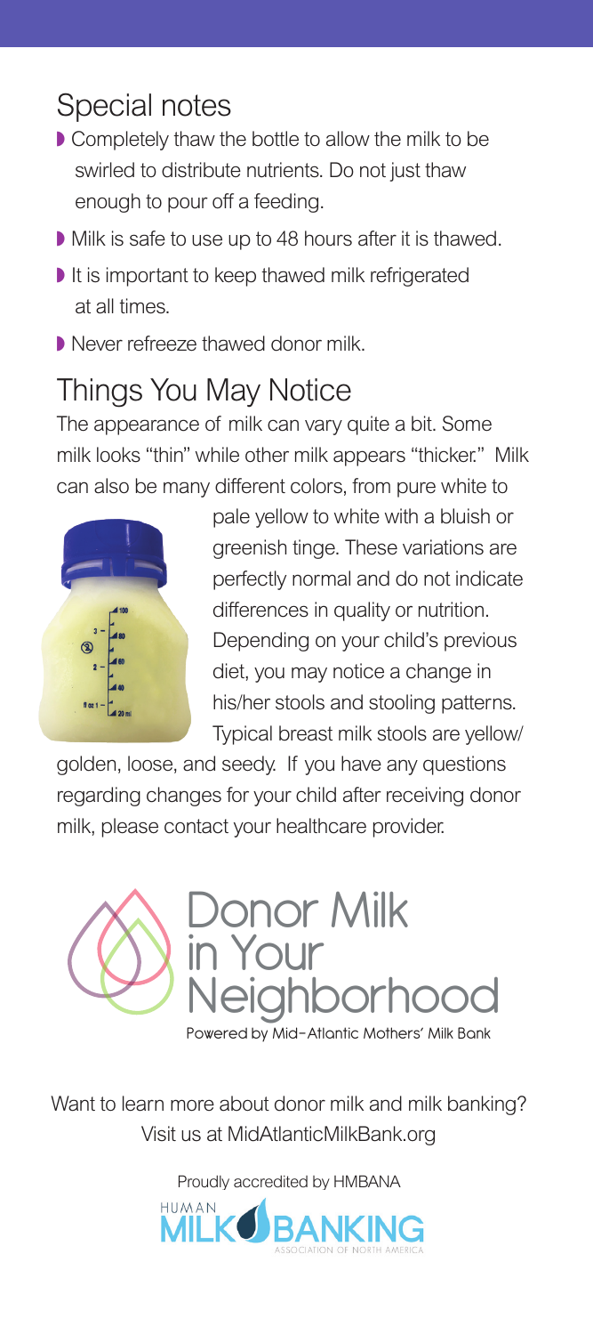## Special notes

- Completely thaw the bottle to allow the milk to be swirled to distribute nutrients. Do not just thaw enough to pour off a feeding.
- Milk is safe to use up to 48 hours after it is thawed.
- It is important to keep thawed milk refrigerated at all times.
- Never refreeze thawed donor milk.

## Things You May Notice

The appearance of milk can vary quite a bit. Some milk looks "thin" while other milk appears "thicker." Milk can also be many different colors, from pure white to pale yellow to white with a bluish or greenish tinge. These variations are perfectly normal and do not indicate differences in quality or nutrition. Depending on your child's previous diet, you may notice a change in his/her stools and stooling patterns. Typical breast milk stools are yellow/golden, loose, and seedy. If you have any questions regarding changes for your child after receiving donor milk, please contact your healthcare provider.

Donor Milk in Your Neighborhood

Powered by Mid-Atlantic Mothers' Milk Bank

Want to learn more about donor milk and milk banking? Visit us at MidAtlanticMilkBank.org

Proudly accredited by HMBANA

HUMAN MILK BANKING ASSOCIATION OF NORTH AMERICA